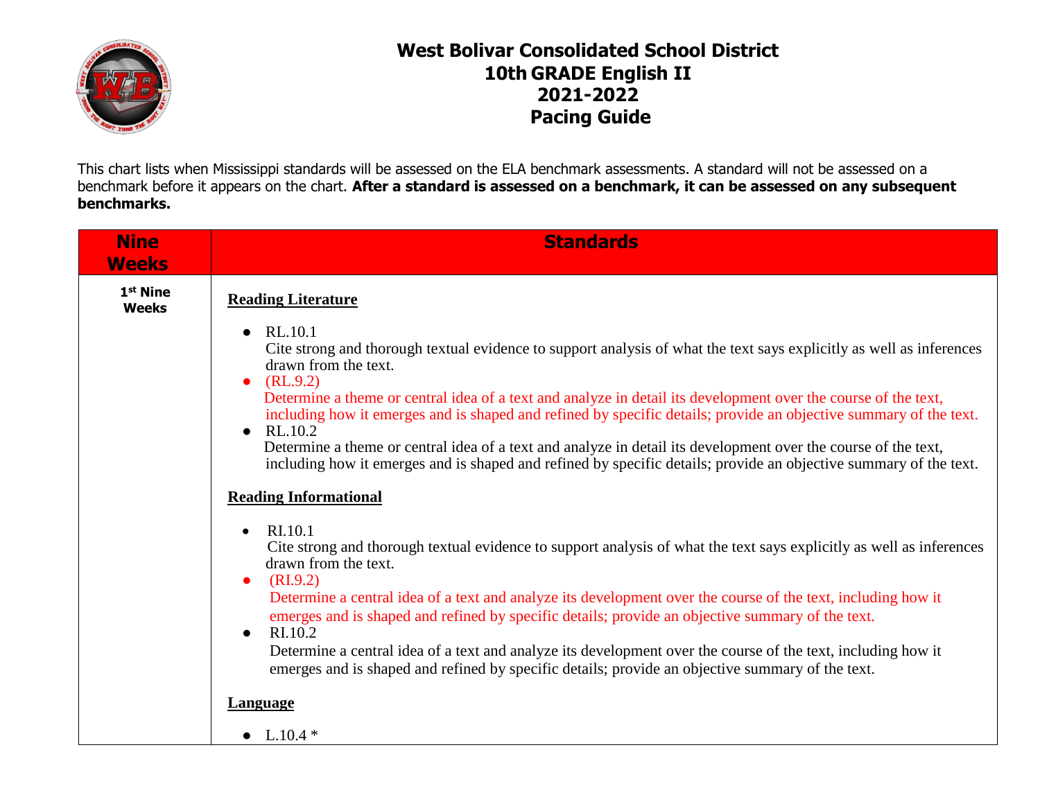# West Bolivar Consolidated School District
## 10th GRADE English II
## 2021-2022
## Pacing Guide

This chart lists when Mississippi standards will be assessed on the ELA benchmark assessments. A standard will not be assessed on a benchmark before it appears on the chart. **After a standard is assessed on a benchmark, it can be assessed on any subsequent benchmarks.**

| Nine Weeks | Standards |
|---|---|
| 1st Nine Weeks | **Reading Literature**<br><br>● RL.10.1<br>Cite strong and thorough textual evidence to support analysis of what the text says explicitly as well as inferences drawn from the text.<br>● (RL.9.2)<br>Determine a theme or central idea of a text and analyze in detail its development over the course of the text, including how it emerges and is shaped and refined by specific details; provide an objective summary of the text.<br>● RL.10.2<br>Determine a theme or central idea of a text and analyze in detail its development over the course of the text, including how it emerges and is shaped and refined by specific details; provide an objective summary of the text.<br><br>**Reading Informational**<br><br>● RI.10.1<br>Cite strong and thorough textual evidence to support analysis of what the text says explicitly as well as inferences drawn from the text.<br>● (RI.9.2)<br>Determine a central idea of a text and analyze its development over the course of the text, including how it emerges and is shaped and refined by specific details; provide an objective summary of the text.<br>● RI.10.2<br>Determine a central idea of a text and analyze its development over the course of the text, including how it emerges and is shaped and refined by specific details; provide an objective summary of the text.<br><br>**Language**<br><br>● L.10.4 * |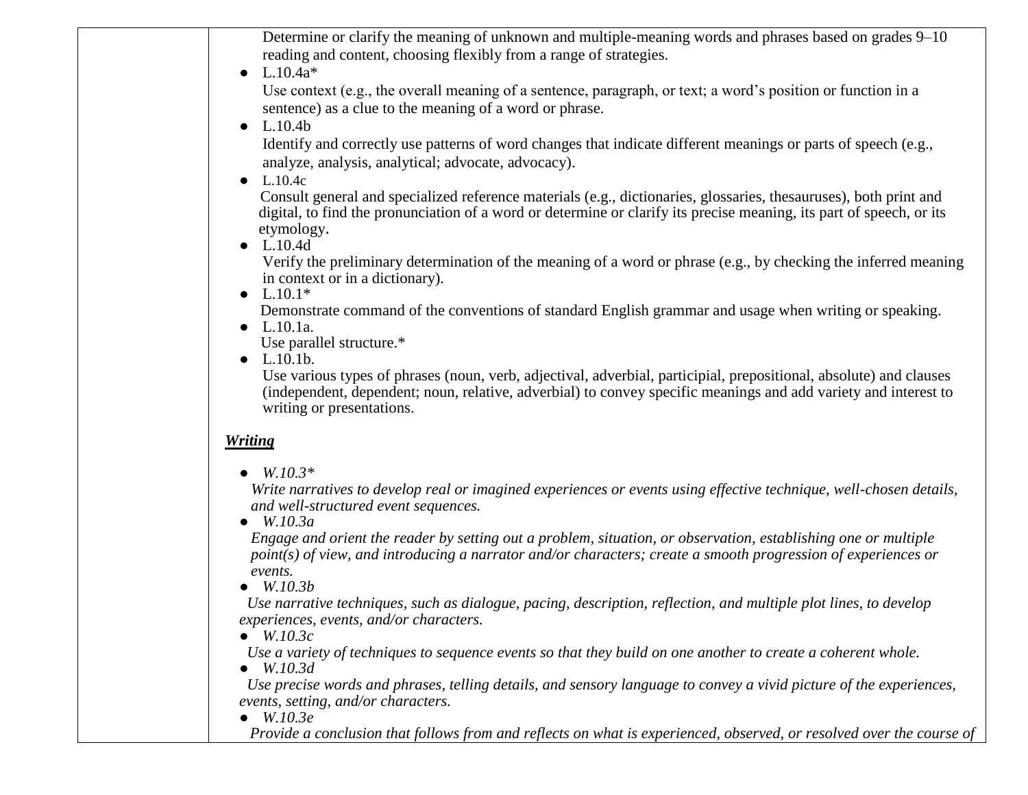| | |
|---|---|
| | Determine or clarify the meaning of unknown and multiple-meaning words and phrases based on grades 9–10 reading and content, choosing flexibly from a range of strategies.<br>● L.10.4a*<br>Use context (e.g., the overall meaning of a sentence, paragraph, or text; a word's position or function in a sentence) as a clue to the meaning of a word or phrase.<br>● L.10.4b<br>Identify and correctly use patterns of word changes that indicate different meanings or parts of speech (e.g., analyze, analysis, analytical; advocate, advocacy).<br>● L.10.4c<br>Consult general and specialized reference materials (e.g., dictionaries, glossaries, thesauruses), both print and digital, to find the pronunciation of a word or determine or clarify its precise meaning, its part of speech, or its etymology.<br>● L.10.4d<br>Verify the preliminary determination of the meaning of a word or phrase (e.g., by checking the inferred meaning in context or in a dictionary).<br>● L.10.1*<br>Demonstrate command of the conventions of standard English grammar and usage when writing or speaking.<br>● L.10.1a.<br>Use parallel structure.*<br>● L.10.1b.<br>Use various types of phrases (noun, verb, adjectival, adverbial, participial, prepositional, absolute) and clauses (independent, dependent; noun, relative, adverbial) to convey specific meanings and add variety and interest to writing or presentations.<br><br>***Writing***<br><br>● *W.10.3**<br>*Write narratives to develop real or imagined experiences or events using effective technique, well-chosen details, and well-structured event sequences.*<br>● *W.10.3a*<br>*Engage and orient the reader by setting out a problem, situation, or observation, establishing one or multiple point(s) of view, and introducing a narrator and/or characters; create a smooth progression of experiences or events.*<br>● *W.10.3b*<br>*Use narrative techniques, such as dialogue, pacing, description, reflection, and multiple plot lines, to develop experiences, events, and/or characters.*<br>● *W.10.3c*<br>*Use a variety of techniques to sequence events so that they build on one another to create a coherent whole.*<br>● *W.10.3d*<br>*Use precise words and phrases, telling details, and sensory language to convey a vivid picture of the experiences, events, setting, and/or characters.*<br>● *W.10.3e*<br>*Provide a conclusion that follows from and reflects on what is experienced, observed, or resolved over the course of* |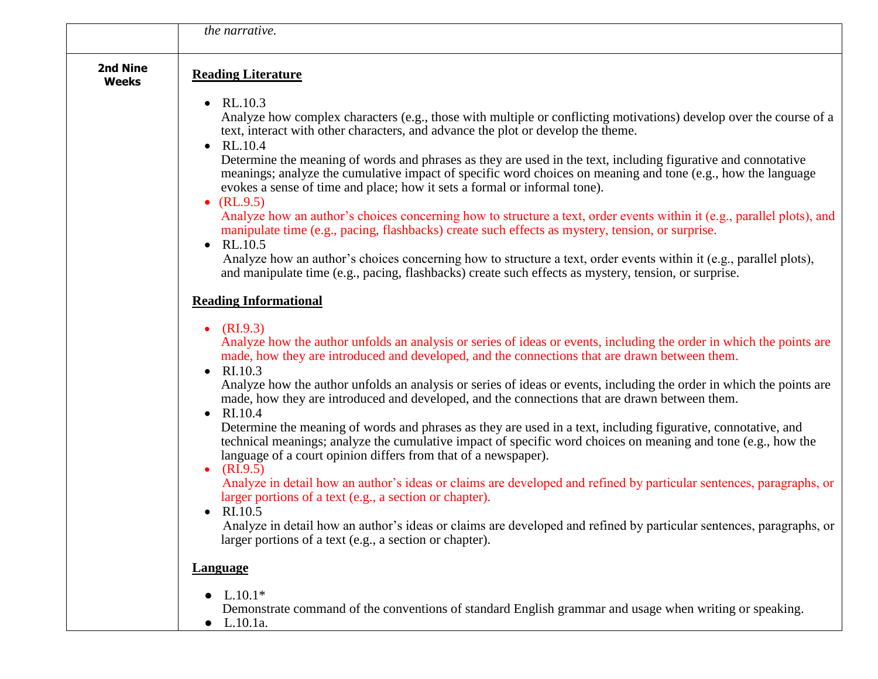| | |
|---|---|
| | *the narrative.* |
| **2nd Nine Weeks** | **Reading Literature**<br><br>• RL.10.3<br>Analyze how complex characters (e.g., those with multiple or conflicting motivations) develop over the course of a text, interact with other characters, and advance the plot or develop the theme.<br>• RL.10.4<br>Determine the meaning of words and phrases as they are used in the text, including figurative and connotative meanings; analyze the cumulative impact of specific word choices on meaning and tone (e.g., how the language evokes a sense of time and place; how it sets a formal or informal tone).<br>• (RL.9.5)<br>Analyze how an author's choices concerning how to structure a text, order events within it (e.g., parallel plots), and manipulate time (e.g., pacing, flashbacks) create such effects as mystery, tension, or surprise.<br>• RL.10.5<br>Analyze how an author's choices concerning how to structure a text, order events within it (e.g., parallel plots), and manipulate time (e.g., pacing, flashbacks) create such effects as mystery, tension, or surprise.<br><br>**Reading Informational**<br><br>• (RI.9.3)<br>Analyze how the author unfolds an analysis or series of ideas or events, including the order in which the points are made, how they are introduced and developed, and the connections that are drawn between them.<br>• RI.10.3<br>Analyze how the author unfolds an analysis or series of ideas or events, including the order in which the points are made, how they are introduced and developed, and the connections that are drawn between them.<br>• RI.10.4<br>Determine the meaning of words and phrases as they are used in a text, including figurative, connotative, and technical meanings; analyze the cumulative impact of specific word choices on meaning and tone (e.g., how the language of a court opinion differs from that of a newspaper).<br>• (RI.9.5)<br>Analyze in detail how an author's ideas or claims are developed and refined by particular sentences, paragraphs, or larger portions of a text (e.g., a section or chapter).<br>• RI.10.5<br>Analyze in detail how an author's ideas or claims are developed and refined by particular sentences, paragraphs, or larger portions of a text (e.g., a section or chapter).<br><br>**Language**<br><br>● L.10.1*<br>Demonstrate command of the conventions of standard English grammar and usage when writing or speaking.<br>● L.10.1a. |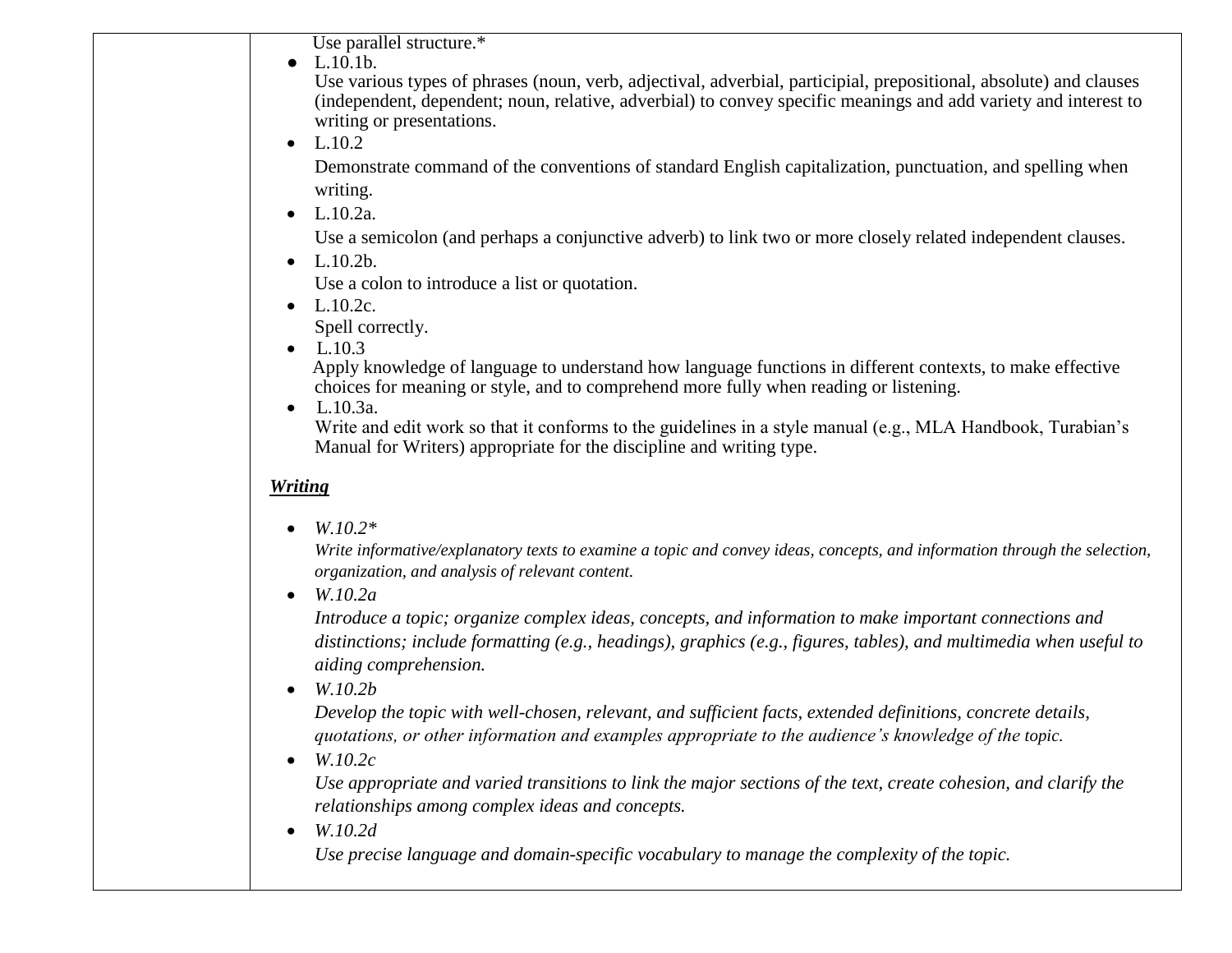| | |
|---|---|
| | Use parallel structure.* <br> • L.10.1b. <br> Use various types of phrases (noun, verb, adjectival, adverbial, participial, prepositional, absolute) and clauses (independent, dependent; noun, relative, adverbial) to convey specific meanings and add variety and interest to writing or presentations. <br> • L.10.2 <br> Demonstrate command of the conventions of standard English capitalization, punctuation, and spelling when writing. <br> • L.10.2a. <br> Use a semicolon (and perhaps a conjunctive adverb) to link two or more closely related independent clauses. <br> • L.10.2b. <br> Use a colon to introduce a list or quotation. <br> • L.10.2c. <br> Spell correctly. <br> • L.10.3 <br> Apply knowledge of language to understand how language functions in different contexts, to make effective choices for meaning or style, and to comprehend more fully when reading or listening. <br> • L.10.3a. <br> Write and edit work so that it conforms to the guidelines in a style manual (e.g., MLA Handbook, Turabian's Manual for Writers) appropriate for the discipline and writing type. <br><br> ***<u>Writing</u>*** <br><br> • *W.10.2** <br> *Write informative/explanatory texts to examine a topic and convey ideas, concepts, and information through the selection, organization, and analysis of relevant content.* <br> • *W.10.2a* <br> *Introduce a topic; organize complex ideas, concepts, and information to make important connections and distinctions; include formatting (e.g., headings), graphics (e.g., figures, tables), and multimedia when useful to aiding comprehension.* <br> • *W.10.2b* <br> *Develop the topic with well-chosen, relevant, and sufficient facts, extended definitions, concrete details, quotations, or other information and examples appropriate to the audience's knowledge of the topic.* <br> • *W.10.2c* <br> *Use appropriate and varied transitions to link the major sections of the text, create cohesion, and clarify the relationships among complex ideas and concepts.* <br> • *W.10.2d* <br> *Use precise language and domain-specific vocabulary to manage the complexity of the topic.* |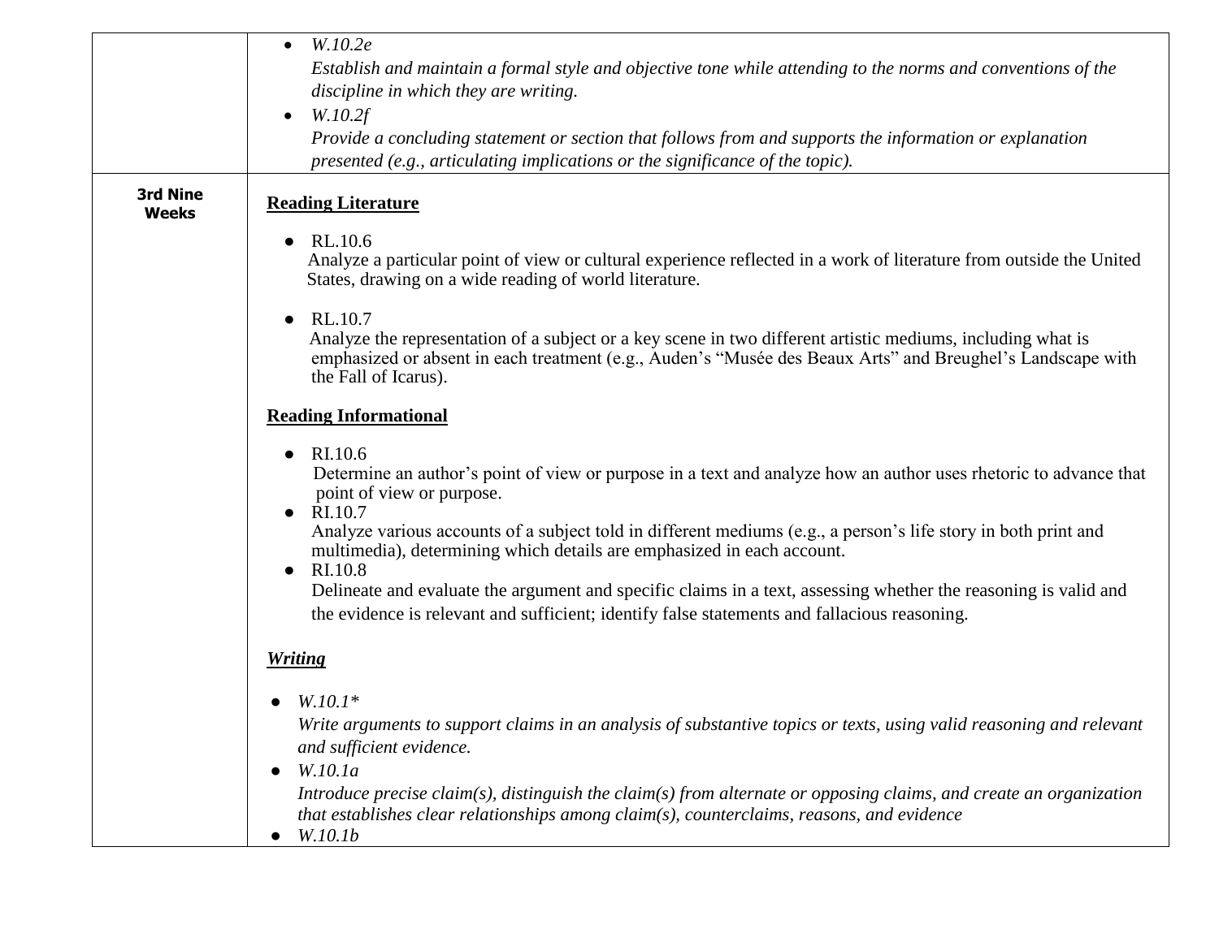| | |
|---|---|
| | • *W.10.2e* <br> *Establish and maintain a formal style and objective tone while attending to the norms and conventions of the discipline in which they are writing.* <br> • *W.10.2f* <br> *Provide a concluding statement or section that follows from and supports the information or explanation presented (e.g., articulating implications or the significance of the topic).* |
| **3rd Nine Weeks** | <u>**Reading Literature**</u> <br><br> • RL.10.6 <br> Analyze a particular point of view or cultural experience reflected in a work of literature from outside the United States, drawing on a wide reading of world literature. <br><br> • RL.10.7 <br> Analyze the representation of a subject or a key scene in two different artistic mediums, including what is emphasized or absent in each treatment (e.g., Auden's "Musée des Beaux Arts" and Breughel's Landscape with the Fall of Icarus). <br><br> <u>**Reading Informational**</u> <br><br> • RI.10.6 <br> Determine an author's point of view or purpose in a text and analyze how an author uses rhetoric to advance that point of view or purpose. <br> • RI.10.7 <br> Analyze various accounts of a subject told in different mediums (e.g., a person's life story in both print and multimedia), determining which details are emphasized in each account. <br> • RI.10.8 <br> Delineate and evaluate the argument and specific claims in a text, assessing whether the reasoning is valid and the evidence is relevant and sufficient; identify false statements and fallacious reasoning. <br><br> <u>***Writing***</u> <br><br> • *W.10.1** <br> *Write arguments to support claims in an analysis of substantive topics or texts, using valid reasoning and relevant and sufficient evidence.* <br> • *W.10.1a* <br> *Introduce precise claim(s), distinguish the claim(s) from alternate or opposing claims, and create an organization that establishes clear relationships among claim(s), counterclaims, reasons, and evidence* <br> • *W.10.1b* |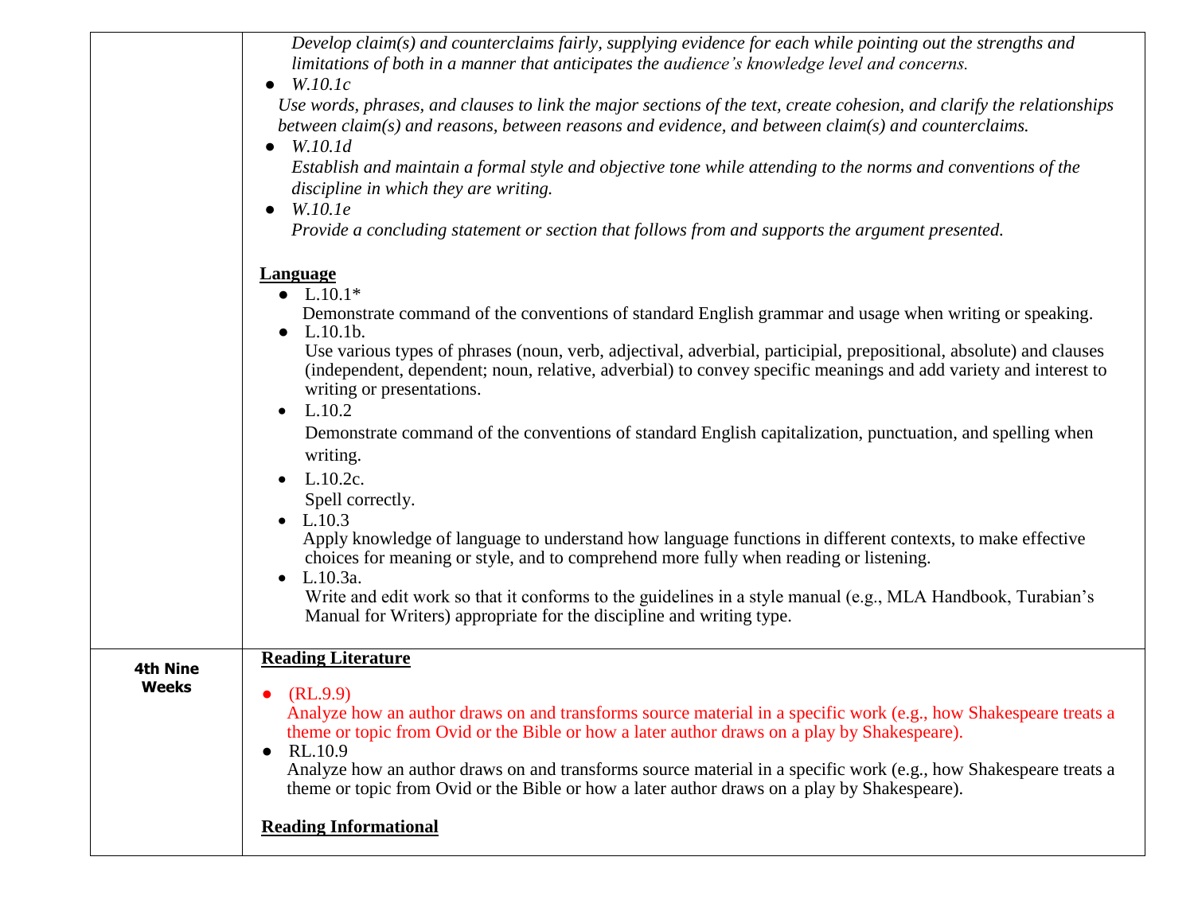| | |
|---|---|
| | *Develop claim(s) and counterclaims fairly, supplying evidence for each while pointing out the strengths and limitations of both in a manner that anticipates the audience's knowledge level and concerns.*<br>● *W.10.1c*<br>*Use words, phrases, and clauses to link the major sections of the text, create cohesion, and clarify the relationships between claim(s) and reasons, between reasons and evidence, and between claim(s) and counterclaims.*<br>● *W.10.1d*<br>*Establish and maintain a formal style and objective tone while attending to the norms and conventions of the discipline in which they are writing.*<br>● *W.10.1e*<br>*Provide a concluding statement or section that follows from and supports the argument presented.*<br><br>**Language**<br>● L.10.1*<br>Demonstrate command of the conventions of standard English grammar and usage when writing or speaking.<br>● L.10.1b.<br>Use various types of phrases (noun, verb, adjectival, adverbial, participial, prepositional, absolute) and clauses (independent, dependent; noun, relative, adverbial) to convey specific meanings and add variety and interest to writing or presentations.<br>● L.10.2<br>Demonstrate command of the conventions of standard English capitalization, punctuation, and spelling when writing.<br>● L.10.2c.<br>Spell correctly.<br>● L.10.3<br>Apply knowledge of language to understand how language functions in different contexts, to make effective choices for meaning or style, and to comprehend more fully when reading or listening.<br>● L.10.3a.<br>Write and edit work so that it conforms to the guidelines in a style manual (e.g., MLA Handbook, Turabian's Manual for Writers) appropriate for the discipline and writing type. |
| **4th Nine Weeks** | **Reading Literature**<br><br>● (RL.9.9)<br>Analyze how an author draws on and transforms source material in a specific work (e.g., how Shakespeare treats a theme or topic from Ovid or the Bible or how a later author draws on a play by Shakespeare).<br>● RL.10.9<br>Analyze how an author draws on and transforms source material in a specific work (e.g., how Shakespeare treats a theme or topic from Ovid or the Bible or how a later author draws on a play by Shakespeare).<br><br>**Reading Informational** |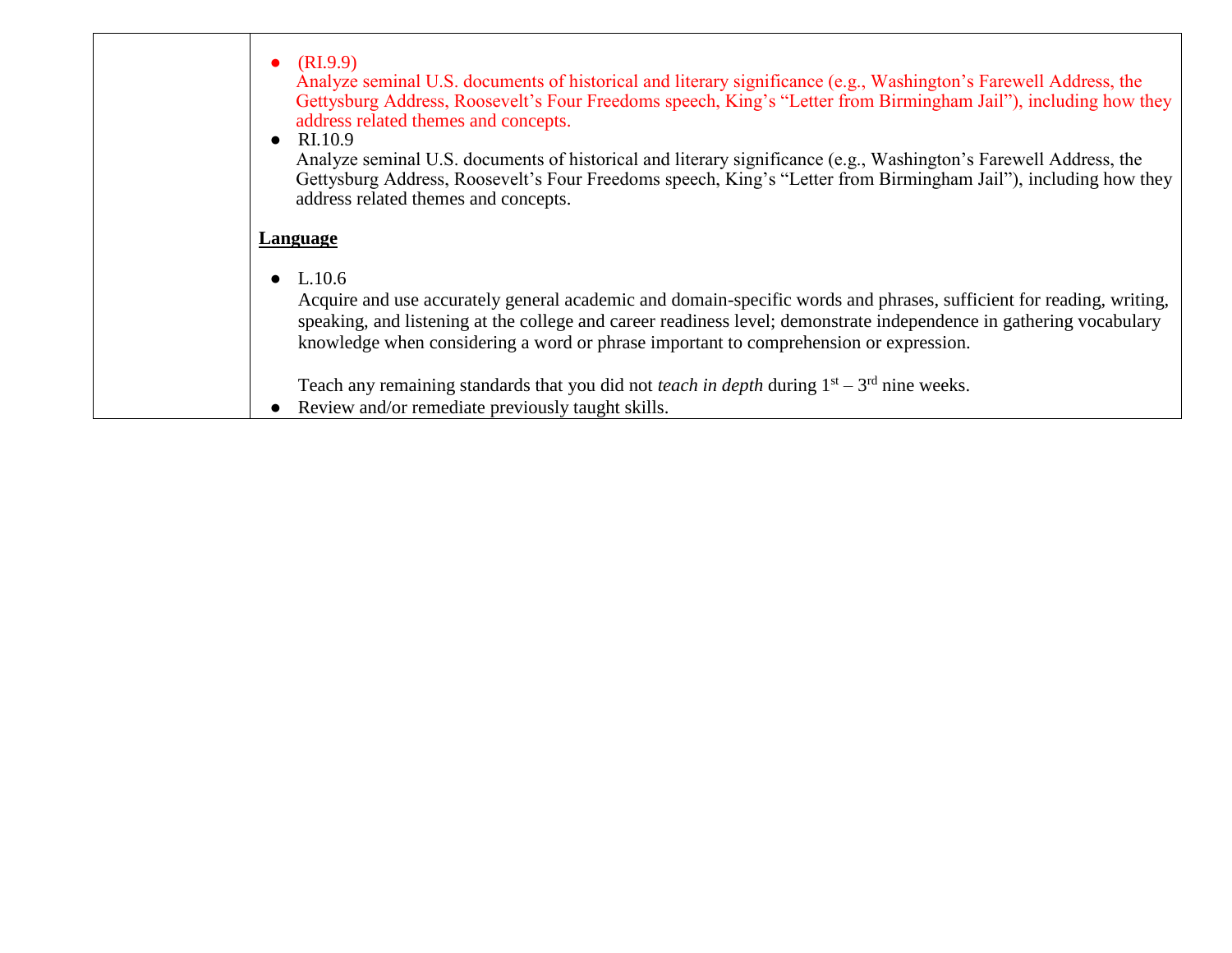| | |
|---|---|
| | • (RI.9.9)<br>Analyze seminal U.S. documents of historical and literary significance (e.g., Washington's Farewell Address, the Gettysburg Address, Roosevelt's Four Freedoms speech, King's "Letter from Birmingham Jail"), including how they address related themes and concepts.<br>• RI.10.9<br>Analyze seminal U.S. documents of historical and literary significance (e.g., Washington's Farewell Address, the Gettysburg Address, Roosevelt's Four Freedoms speech, King's "Letter from Birmingham Jail"), including how they address related themes and concepts.<br><br>**Language**<br><br>• L.10.6<br>Acquire and use accurately general academic and domain-specific words and phrases, sufficient for reading, writing, speaking, and listening at the college and career readiness level; demonstrate independence in gathering vocabulary knowledge when considering a word or phrase important to comprehension or expression.<br><br>Teach any remaining standards that you did not *teach in depth* during 1st – 3rd nine weeks.<br>• Review and/or remediate previously taught skills. |